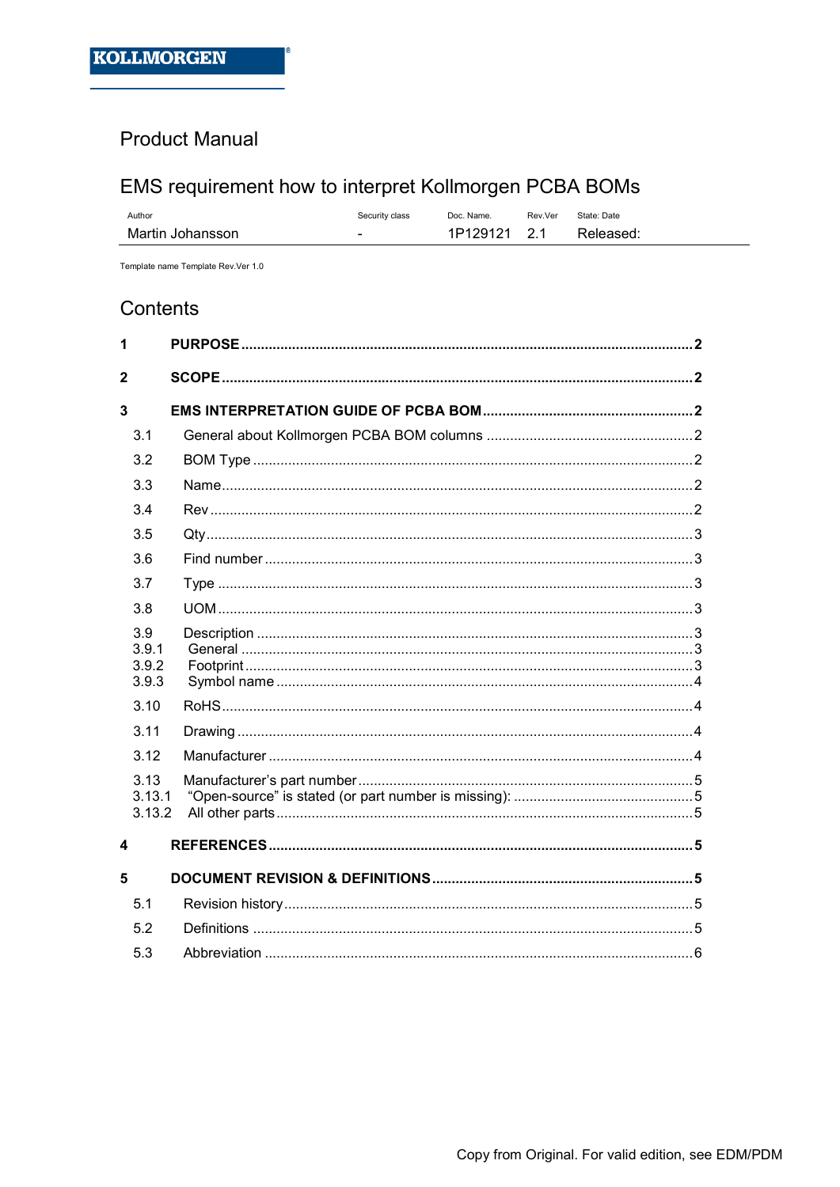KOLLMORGEN®

# Product Manual

## EMS requirement how to interpret Kollmorgen PCBA BOMs

| Author | Security class | Doc. Name. | Rev.Ver | State: Date |
| --- | --- | --- | --- | --- |
| Martin Johansson | - | 1P129121 | 2.1 | Released: |

Template name Template Rev.Ver 1.0

## Contents

**1 PURPOSE** ........ **2**

**2 SCOPE** ........ **2**

**3 EMS INTERPRETATION GUIDE OF PCBA BOM** ........ **2**

- 3.1 General about Kollmorgen PCBA BOM columns ........ 2
- 3.2 BOM Type ........ 2
- 3.3 Name ........ 2
- 3.4 Rev ........ 2
- 3.5 Qty ........ 3
- 3.6 Find number ........ 3
- 3.7 Type ........ 3
- 3.8 UOM ........ 3
- 3.9 Description ........ 3
  - 3.9.1 General ........ 3
  - 3.9.2 Footprint ........ 3
  - 3.9.3 Symbol name ........ 4
- 3.10 RoHS ........ 4
- 3.11 Drawing ........ 4
- 3.12 Manufacturer ........ 4
- 3.13 Manufacturer's part number ........ 5
  - 3.13.1 "Open-source" is stated (or part number is missing): ........ 5
  - 3.13.2 All other parts ........ 5

**4 REFERENCES** ........ **5**

**5 DOCUMENT REVISION & DEFINITIONS** ........ **5**

- 5.1 Revision history ........ 5
- 5.2 Definitions ........ 5
- 5.3 Abbreviation ........ 6

Copy from Original. For valid edition, see EDM/PDM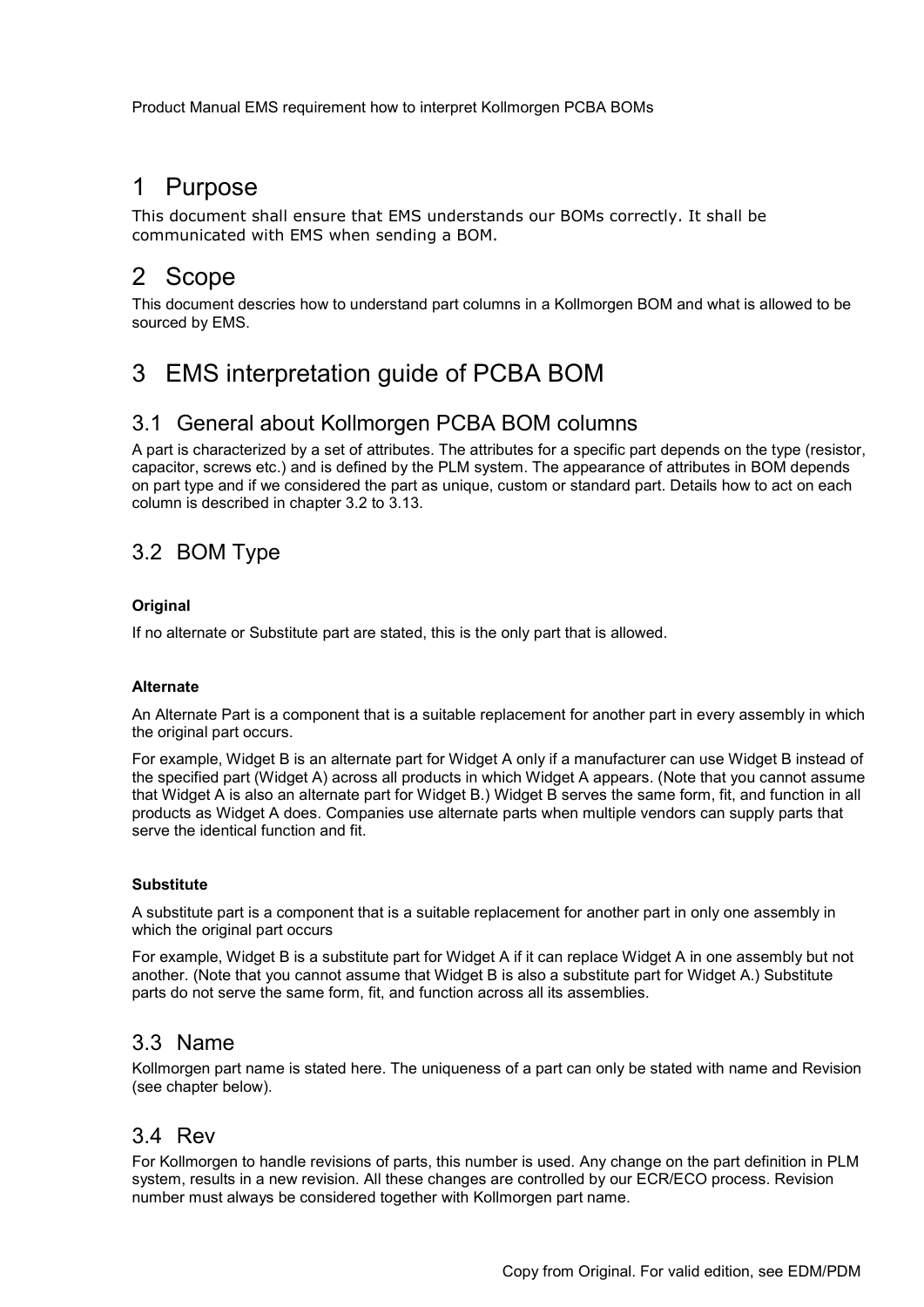# 1 Purpose

This document shall ensure that EMS understands our BOMs correctly. It shall be communicated with EMS when sending a BOM.

# 2 Scope

This document descries how to understand part columns in a Kollmorgen BOM and what is allowed to be sourced by EMS.

# 3 EMS interpretation guide of PCBA BOM

## 3.1 General about Kollmorgen PCBA BOM columns

A part is characterized by a set of attributes. The attributes for a specific part depends on the type (resistor, capacitor, screws etc.) and is defined by the PLM system. The appearance of attributes in BOM depends on part type and if we considered the part as unique, custom or standard part. Details how to act on each column is described in chapter 3.2 to 3.13.

## 3.2 BOM Type

**Original**

If no alternate or Substitute part are stated, this is the only part that is allowed.

**Alternate**

An Alternate Part is a component that is a suitable replacement for another part in every assembly in which the original part occurs.

For example, Widget B is an alternate part for Widget A only if a manufacturer can use Widget B instead of the specified part (Widget A) across all products in which Widget A appears. (Note that you cannot assume that Widget A is also an alternate part for Widget B.) Widget B serves the same form, fit, and function in all products as Widget A does. Companies use alternate parts when multiple vendors can supply parts that serve the identical function and fit.

**Substitute**

A substitute part is a component that is a suitable replacement for another part in only one assembly in which the original part occurs

For example, Widget B is a substitute part for Widget A if it can replace Widget A in one assembly but not another. (Note that you cannot assume that Widget B is also a substitute part for Widget A.) Substitute parts do not serve the same form, fit, and function across all its assemblies.

## 3.3 Name

Kollmorgen part name is stated here. The uniqueness of a part can only be stated with name and Revision (see chapter below).

## 3.4 Rev

For Kollmorgen to handle revisions of parts, this number is used. Any change on the part definition in PLM system, results in a new revision. All these changes are controlled by our ECR/ECO process. Revision number must always be considered together with Kollmorgen part name.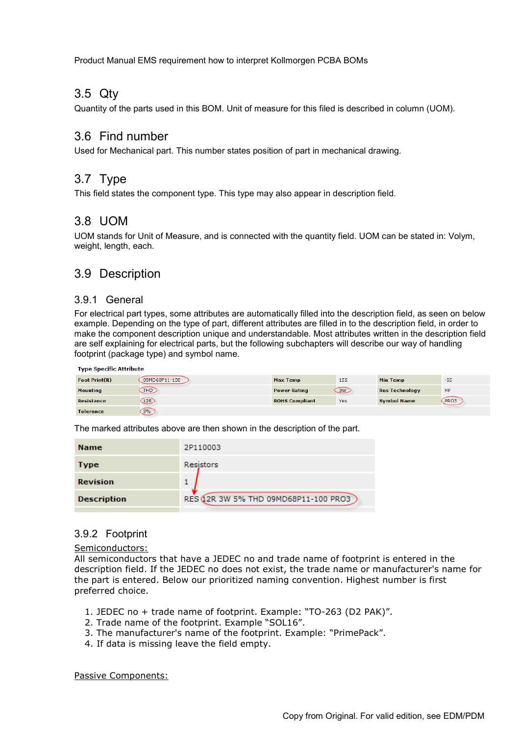## 3.5 Qty

Quantity of the parts used in this BOM. Unit of measure for this filed is described in column (UOM).

## 3.6 Find number

Used for Mechanical part. This number states position of part in mechanical drawing.

## 3.7 Type

This field states the component type. This type may also appear in description field.

## 3.8 UOM

UOM stands for Unit of Measure, and is connected with the quantity field. UOM can be stated in: Volym, weight, length, each.

## 3.9 Description

### 3.9.1 General

For electrical part types, some attributes are automatically filled into the description field, as seen on below example. Depending on the type of part, different attributes are filled in to the description field, in order to make the component description unique and understandable. Most attributes written in the description field are self explaining for electrical parts, but the following subchapters will describe our way of handling footprint (package type) and symbol name.

**Type Specific Attribute**

| | | | | | |
|---|---|---|---|---|---|
| Foot Print(R) | 09MD68P11-100 | Max Temp | 155 | Min Temp | -55 |
| Mounting | THD | Power Rating | 3W | Res Technology | MF |
| Resistance | 12R | ROHS Compliant | Yes | Symbol Name | PRO3 |
| Tolerance | 5% | | | | |

The marked attributes above are then shown in the description of the part.

| | |
|---|---|
| **Name** | 2P110003 |
| **Type** | Resistors |
| **Revision** | 1 |
| **Description** | RES 12R 3W 5% THD 09MD68P11-100 PRO3 |

### 3.9.2 Footprint

Semiconductors:

All semiconductors that have a JEDEC no and trade name of footprint is entered in the description field. If the JEDEC no does not exist, the trade name or manufacturer's name for the part is entered. Below our prioritized naming convention. Highest number is first preferred choice.

1. JEDEC no + trade name of footprint. Example: “TO-263 (D2 PAK)”.
2. Trade name of the footprint. Example “SOL16”.
3. The manufacturer's name of the footprint. Example: “PrimePack”.
4. If data is missing leave the field empty.

Passive Components: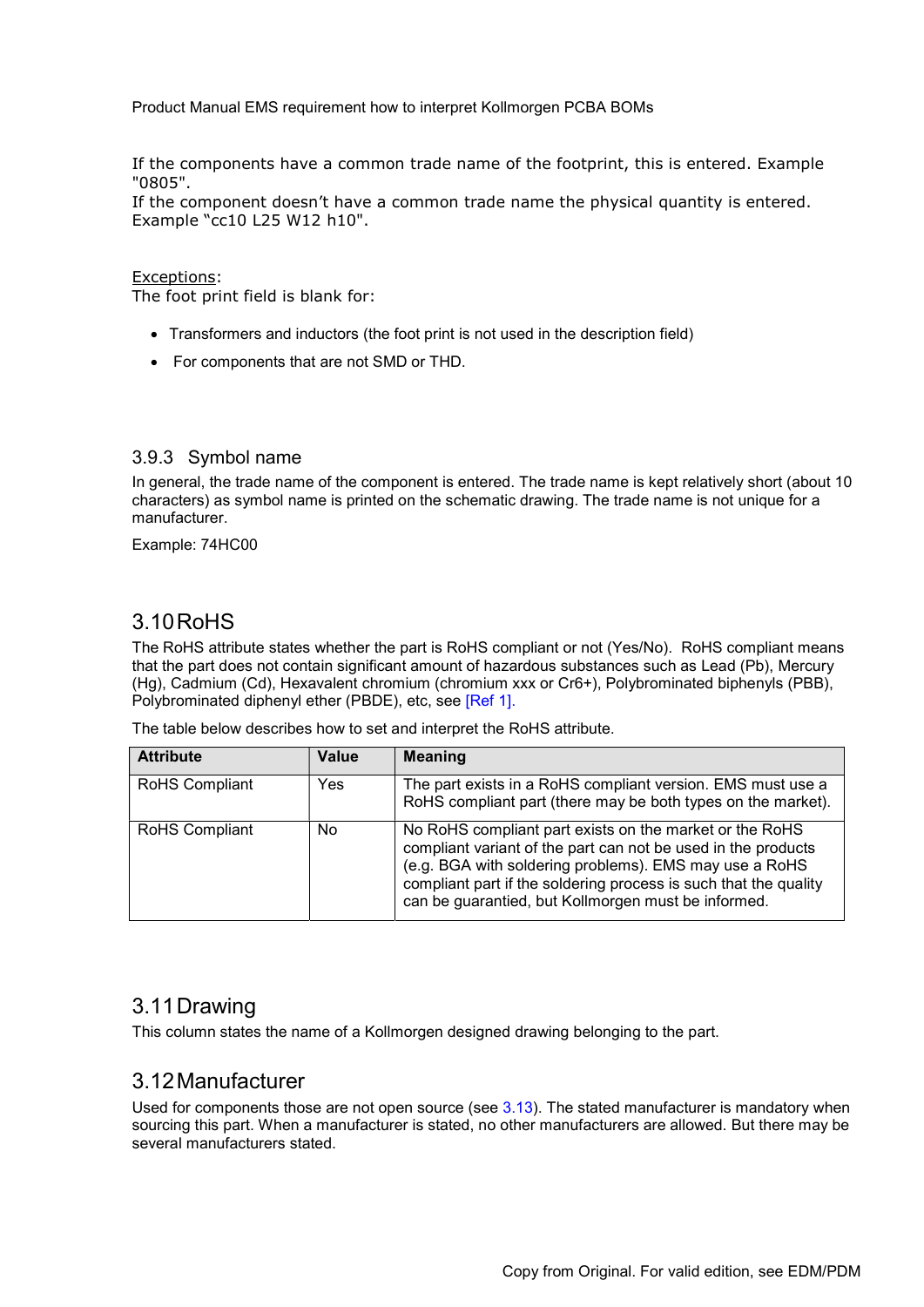If the components have a common trade name of the footprint, this is entered. Example "0805".
If the component doesn't have a common trade name the physical quantity is entered. Example "cc10 L25 W12 h10".

Exceptions:
The foot print field is blank for:

- Transformers and inductors (the foot print is not used in the description field)
- For components that are not SMD or THD.

### 3.9.3 Symbol name

In general, the trade name of the component is entered. The trade name is kept relatively short (about 10 characters) as symbol name is printed on the schematic drawing. The trade name is not unique for a manufacturer.

Example: 74HC00

## 3.10 RoHS

The RoHS attribute states whether the part is RoHS compliant or not (Yes/No). RoHS compliant means that the part does not contain significant amount of hazardous substances such as Lead (Pb), Mercury (Hg), Cadmium (Cd), Hexavalent chromium (chromium xxx or Cr6+), Polybrominated biphenyls (PBB), Polybrominated diphenyl ether (PBDE), etc, see [Ref 1].

The table below describes how to set and interpret the RoHS attribute.

| Attribute | Value | Meaning |
|---|---|---|
| RoHS Compliant | Yes | The part exists in a RoHS compliant version. EMS must use a RoHS compliant part (there may be both types on the market). |
| RoHS Compliant | No | No RoHS compliant part exists on the market or the RoHS compliant variant of the part can not be used in the products (e.g. BGA with soldering problems). EMS may use a RoHS compliant part if the soldering process is such that the quality can be guarantied, but Kollmorgen must be informed. |

## 3.11 Drawing

This column states the name of a Kollmorgen designed drawing belonging to the part.

## 3.12 Manufacturer

Used for components those are not open source (see 3.13). The stated manufacturer is mandatory when sourcing this part. When a manufacturer is stated, no other manufacturers are allowed. But there may be several manufacturers stated.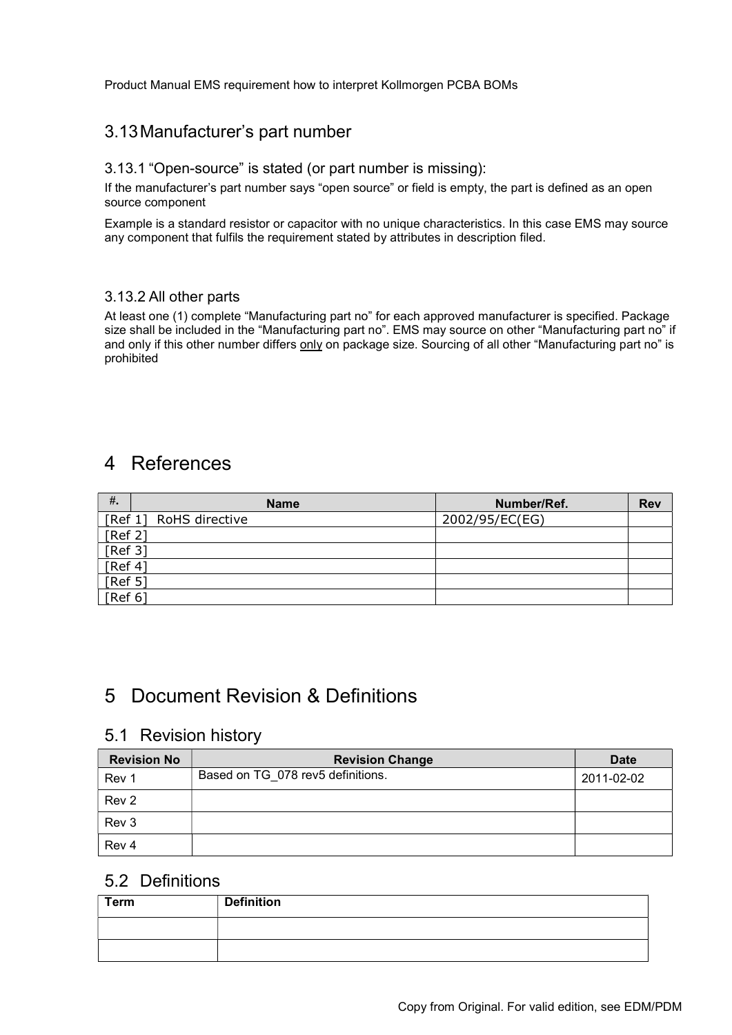## 3.13 Manufacturer’s part number

### 3.13.1 “Open-source” is stated (or part number is missing):

If the manufacturer’s part number says “open source” or field is empty, the part is defined as an open source component

Example is a standard resistor or capacitor with no unique characteristics. In this case EMS may source any component that fulfils the requirement stated by attributes in description filed.

### 3.13.2 All other parts

At least one (1) complete “Manufacturing part no” for each approved manufacturer is specified. Package size shall be included in the “Manufacturing part no”. EMS may source on other “Manufacturing part no” if and only if this other number differs <u>only</u> on package size. Sourcing of all other “Manufacturing part no” is prohibited

# 4 References

| #. | Name | Number/Ref. | Rev |
|---|---|---|---|
| [Ref 1] | RoHS directive | 2002/95/EC(EG) | |
| [Ref 2] | | | |
| [Ref 3] | | | |
| [Ref 4] | | | |
| [Ref 5] | | | |
| [Ref 6] | | | |

# 5 Document Revision & Definitions

## 5.1 Revision history

| Revision No | Revision Change | Date |
|---|---|---|
| Rev 1 | Based on TG_078 rev5 definitions. | 2011-02-02 |
| Rev 2 | | |
| Rev 3 | | |
| Rev 4 | | |

## 5.2 Definitions

| Term | Definition |
|---|---|
| | |
| | |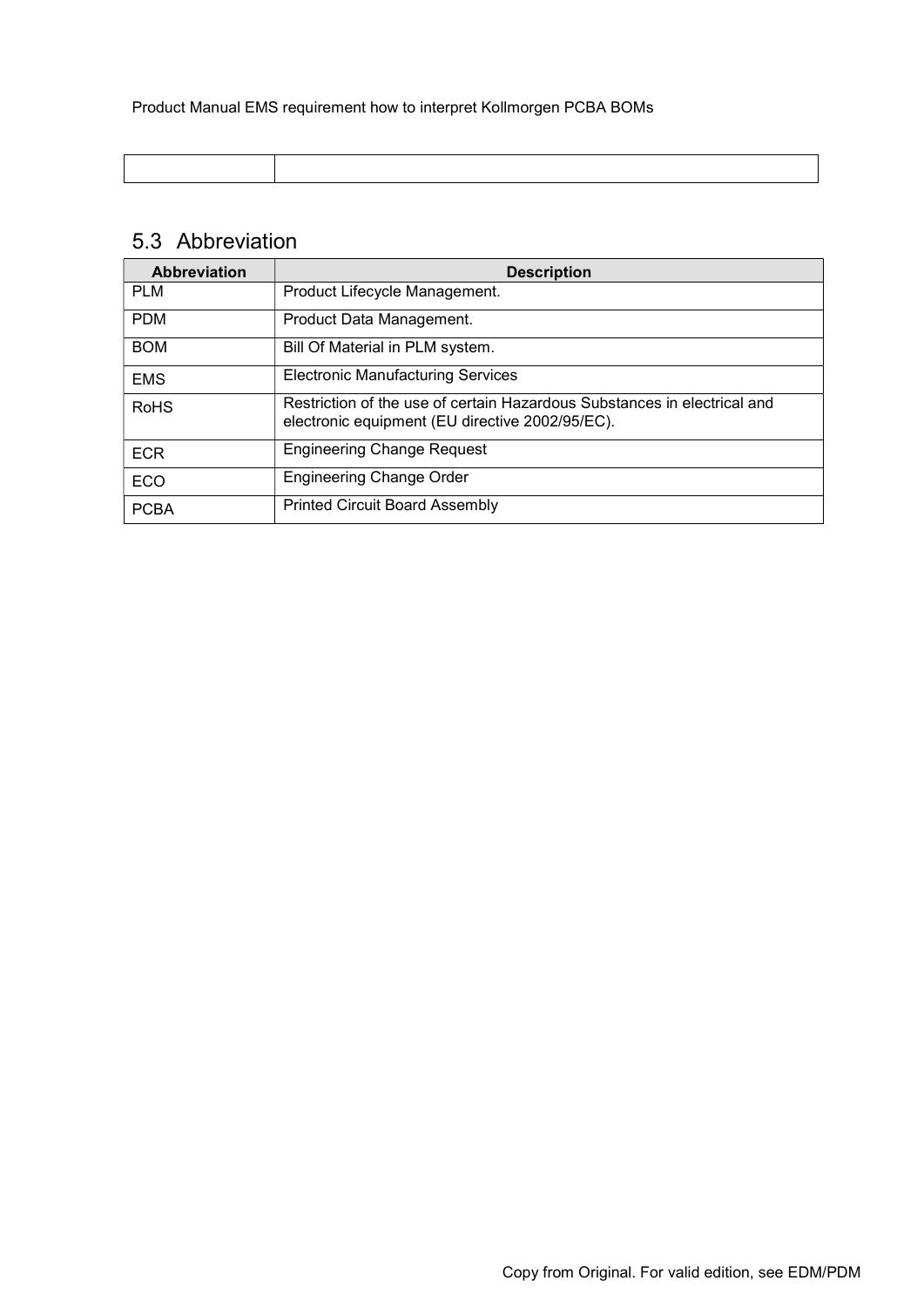| | |
|---|---|
| | |

## 5.3 Abbreviation

| Abbreviation | Description |
|---|---|
| PLM | Product Lifecycle Management. |
| PDM | Product Data Management. |
| BOM | Bill Of Material in PLM system. |
| EMS | Electronic Manufacturing Services |
| RoHS | Restriction of the use of certain Hazardous Substances in electrical and electronic equipment (EU directive 2002/95/EC). |
| ECR | Engineering Change Request |
| ECO | Engineering Change Order |
| PCBA | Printed Circuit Board Assembly |